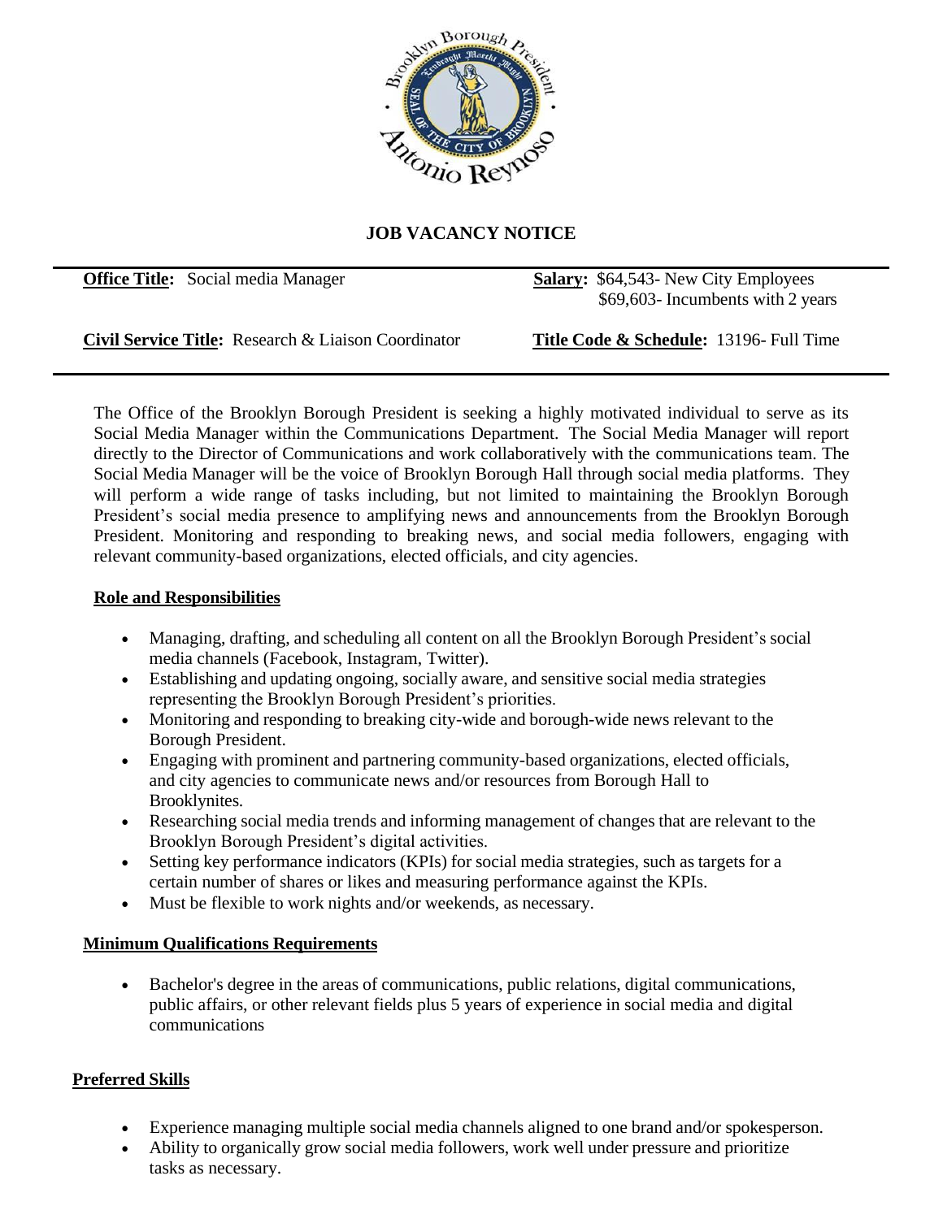# JOB VACANCY NOTICE

| | |
|---|---|
| **Office Title:** Social media Manager | **Salary:** \$64,543- New City Employees<br>\$69,603- Incumbents with 2 years |
| **Civil Service Title:** Research & Liaison Coordinator | **Title Code & Schedule:** 13196- Full Time |

The Office of the Brooklyn Borough President is seeking a highly motivated individual to serve as its Social Media Manager within the Communications Department. The Social Media Manager will report directly to the Director of Communications and work collaboratively with the communications team. The Social Media Manager will be the voice of Brooklyn Borough Hall through social media platforms. They will perform a wide range of tasks including, but not limited to maintaining the Brooklyn Borough President's social media presence to amplifying news and announcements from the Brooklyn Borough President. Monitoring and responding to breaking news, and social media followers, engaging with relevant community-based organizations, elected officials, and city agencies.

## Role and Responsibilities

- Managing, drafting, and scheduling all content on all the Brooklyn Borough President's social media channels (Facebook, Instagram, Twitter).
- Establishing and updating ongoing, socially aware, and sensitive social media strategies representing the Brooklyn Borough President's priorities.
- Monitoring and responding to breaking city-wide and borough-wide news relevant to the Borough President.
- Engaging with prominent and partnering community-based organizations, elected officials, and city agencies to communicate news and/or resources from Borough Hall to Brooklynites.
- Researching social media trends and informing management of changes that are relevant to the Brooklyn Borough President's digital activities.
- Setting key performance indicators (KPIs) for social media strategies, such as targets for a certain number of shares or likes and measuring performance against the KPIs.
- Must be flexible to work nights and/or weekends, as necessary.

## Minimum Qualifications Requirements

- Bachelor's degree in the areas of communications, public relations, digital communications, public affairs, or other relevant fields plus 5 years of experience in social media and digital communications

## Preferred Skills

- Experience managing multiple social media channels aligned to one brand and/or spokesperson.
- Ability to organically grow social media followers, work well under pressure and prioritize tasks as necessary.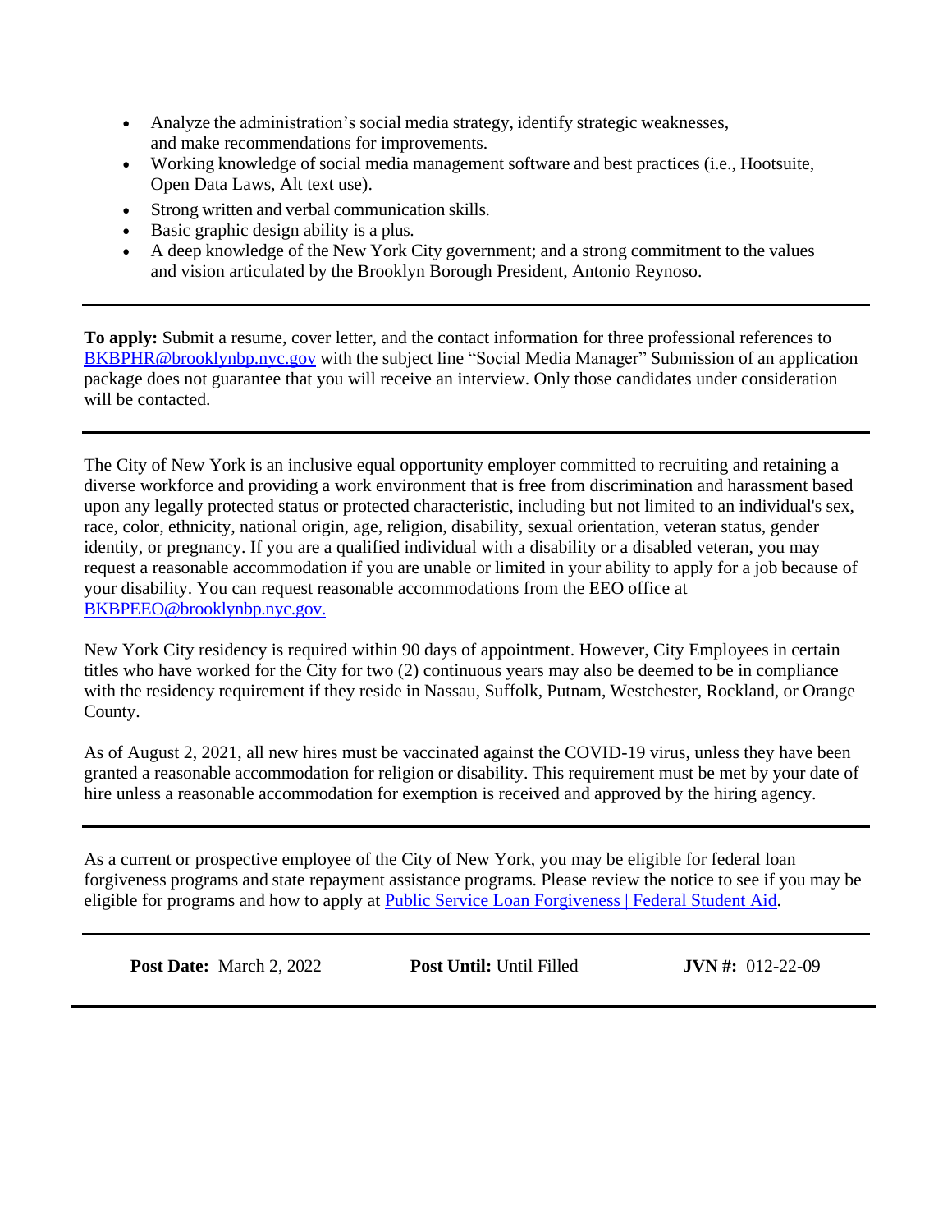- Analyze the administration's social media strategy, identify strategic weaknesses, and make recommendations for improvements.
- Working knowledge of social media management software and best practices (i.e., Hootsuite, Open Data Laws, Alt text use).
- Strong written and verbal communication skills.
- Basic graphic design ability is a plus.
- A deep knowledge of the New York City government; and a strong commitment to the values and vision articulated by the Brooklyn Borough President, Antonio Reynoso.

---

**To apply:** Submit a resume, cover letter, and the contact information for three professional references to BKBPHR@brooklynbp.nyc.gov with the subject line "Social Media Manager" Submission of an application package does not guarantee that you will receive an interview. Only those candidates under consideration will be contacted.

---

The City of New York is an inclusive equal opportunity employer committed to recruiting and retaining a diverse workforce and providing a work environment that is free from discrimination and harassment based upon any legally protected status or protected characteristic, including but not limited to an individual's sex, race, color, ethnicity, national origin, age, religion, disability, sexual orientation, veteran status, gender identity, or pregnancy. If you are a qualified individual with a disability or a disabled veteran, you may request a reasonable accommodation if you are unable or limited in your ability to apply for a job because of your disability. You can request reasonable accommodations from the EEO office at BKBPEEO@brooklynbp.nyc.gov.

New York City residency is required within 90 days of appointment. However, City Employees in certain titles who have worked for the City for two (2) continuous years may also be deemed to be in compliance with the residency requirement if they reside in Nassau, Suffolk, Putnam, Westchester, Rockland, or Orange County.

As of August 2, 2021, all new hires must be vaccinated against the COVID-19 virus, unless they have been granted a reasonable accommodation for religion or disability. This requirement must be met by your date of hire unless a reasonable accommodation for exemption is received and approved by the hiring agency.

---

As a current or prospective employee of the City of New York, you may be eligible for federal loan forgiveness programs and state repayment assistance programs. Please review the notice to see if you may be eligible for programs and how to apply at [Public Service Loan Forgiveness | Federal Student Aid](#).

---

**Post Date:** March 2, 2022 **Post Until:** Until Filled **JVN #:** 012-22-09

---